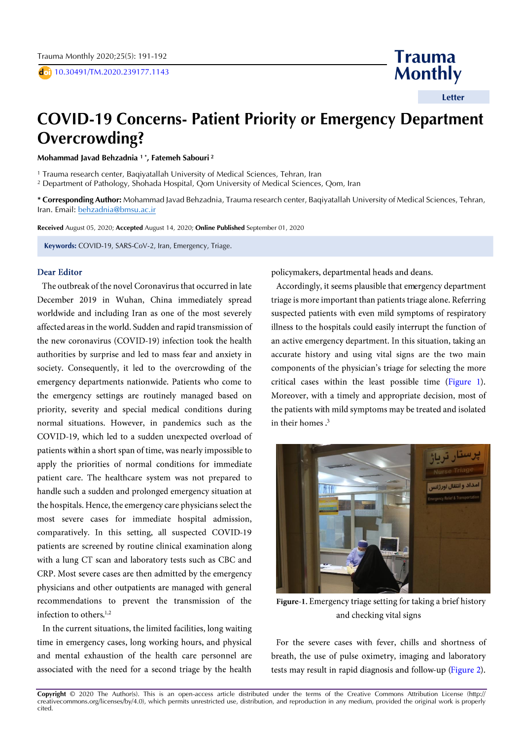# COVID-19 Concerns- Patient Priority or Emergency Department Overcrowding?

**Mohammad Javad Behzadnia [1] \*, Fatemeh Sabouri [2]**

[1] Trauma research center, Baqiyatallah University of Medical Sciences, Tehran, Iran
[2] Department of Pathology, Shohada Hospital, Qom University of Medical Sciences, Qom, Iran

**\* Corresponding Author:** Mohammad Javad Behzadnia, Trauma research center, Baqiyatallah University of Medical Sciences, Tehran, Iran. Email: behzadnia@bmsu.ac.ir

**Received** August 05, 2020; **Accepted** August 14, 2020; **Online Published** September 01, 2020

**Keywords:** COVID-19, SARS-CoV-2, Iran, Emergency, Triage.

## Dear Editor

The outbreak of the novel Coronavirus that occurred in late December 2019 in Wuhan, China immediately spread worldwide and including Iran as one of the most severely affected areas in the world. Sudden and rapid transmission of the new coronavirus (COVID-19) infection took the health authorities by surprise and led to mass fear and anxiety in society. Consequently, it led to the overcrowding of the emergency departments nationwide. Patients who come to the emergency settings are routinely managed based on priority, severity and special medical conditions during normal situations. However, in pandemics such as the COVID-19, which led to a sudden unexpected overload of patients within a short span of time, was nearly impossible to apply the priorities of normal conditions for immediate patient care. The healthcare system was not prepared to handle such a sudden and prolonged emergency situation at the hospitals. Hence, the emergency care physicians select the most severe cases for immediate hospital admission, comparatively. In this setting, all suspected COVID-19 patients are screened by routine clinical examination along with a lung CT scan and laboratory tests such as CBC and CRP. Most severe cases are then admitted by the emergency physicians and other outpatients are managed with general recommendations to prevent the transmission of the infection to others.[1,2]

In the current situations, the limited facilities, long waiting time in emergency cases, long working hours, and physical and mental exhaustion of the health care personnel are associated with the need for a second triage by the health policymakers, departmental heads and deans.

Accordingly, it seems plausible that emergency department triage is more important than patients triage alone. Referring suspected patients with even mild symptoms of respiratory illness to the hospitals could easily interrupt the function of an active emergency department. In this situation, taking an accurate history and using vital signs are the two main components of the physician's triage for selecting the more critical cases within the least possible time (Figure 1). Moreover, with a timely and appropriate decision, most of the patients with mild symptoms may be treated and isolated in their homes .[3]

**Figure-1.** Emergency triage setting for taking a brief history and checking vital signs

For the severe cases with fever, chills and shortness of breath, the use of pulse oximetry, imaging and laboratory tests may result in rapid diagnosis and follow-up (Figure 2).

**Copyright** © 2020 The Author(s). This is an open-access article distributed under the terms of the Creative Commons Attribution License (http://creativecommons.org/licenses/by/4.0), which permits unrestricted use, distribution, and reproduction in any medium, provided the original work is properly cited.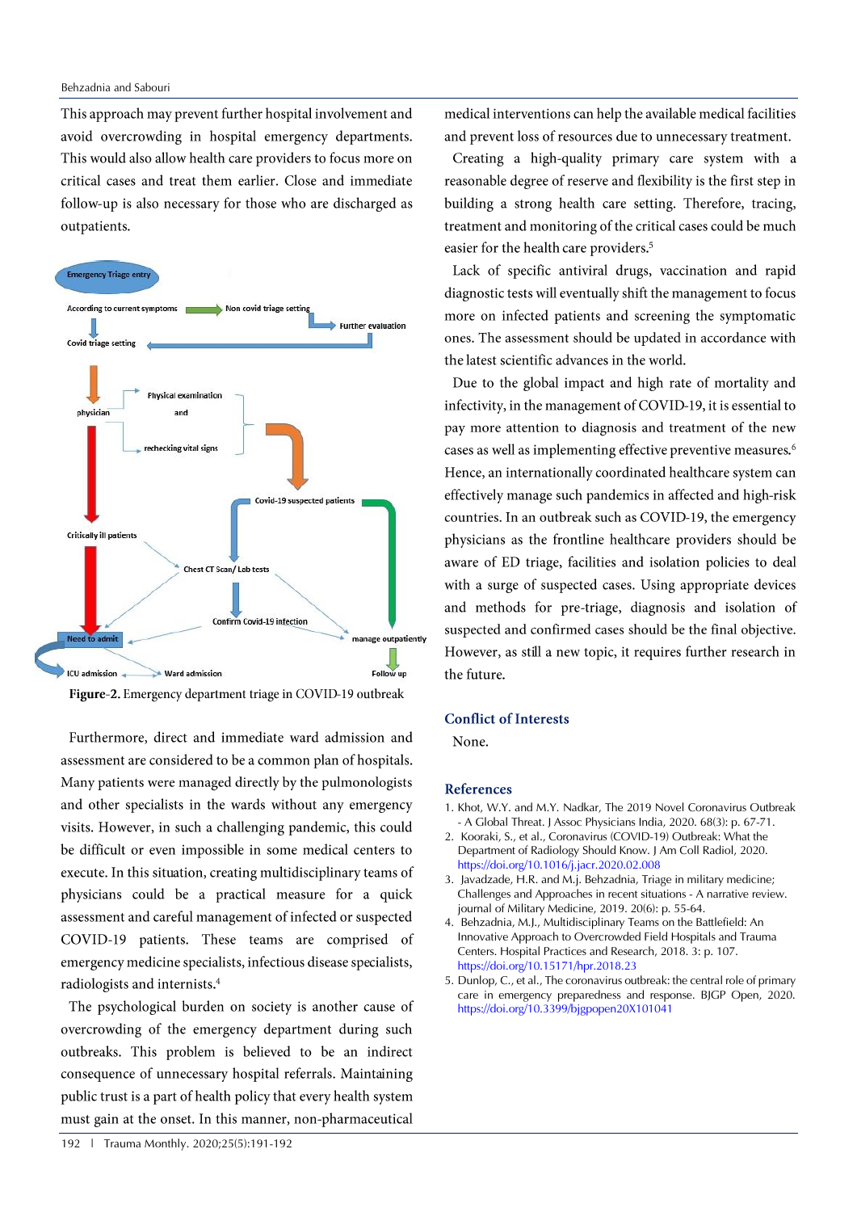This approach may prevent further hospital involvement and avoid overcrowding in hospital emergency departments. This would also allow health care providers to focus more on critical cases and treat them earlier. Close and immediate follow-up is also necessary for those who are discharged as outpatients.

Emergency Triage entry

According to current symptoms

Non covid triage setting

Further evaluation

Covid triage setting

physician

Physical examination

and

rechecking vital signs

Covid-19 suspected patients

Critically ill patients

Chest CT Scan/ Lab tests

Confirm Covid-19 infection

Need to admit

manage outpatiently

ICU admission

Ward admission

Follow up

**Figure-2.** Emergency department triage in COVID-19 outbreak

Furthermore, direct and immediate ward admission and assessment are considered to be a common plan of hospitals. Many patients were managed directly by the pulmonologists and other specialists in the wards without any emergency visits. However, in such a challenging pandemic, this could be difficult or even impossible in some medical centers to execute. In this situation, creating multidisciplinary teams of physicians could be a practical measure for a quick assessment and careful management of infected or suspected COVID-19 patients. These teams are comprised of emergency medicine specialists, infectious disease specialists, radiologists and internists.[4]

The psychological burden on society is another cause of overcrowding of the emergency department during such outbreaks. This problem is believed to be an indirect consequence of unnecessary hospital referrals. Maintaining public trust is a part of health policy that every health system must gain at the onset. In this manner, non-pharmaceutical medical interventions can help the available medical facilities and prevent loss of resources due to unnecessary treatment.

Creating a high-quality primary care system with a reasonable degree of reserve and flexibility is the first step in building a strong health care setting. Therefore, tracing, treatment and monitoring of the critical cases could be much easier for the health care providers.[5]

Lack of specific antiviral drugs, vaccination and rapid diagnostic tests will eventually shift the management to focus more on infected patients and screening the symptomatic ones. The assessment should be updated in accordance with the latest scientific advances in the world.

Due to the global impact and high rate of mortality and infectivity, in the management of COVID-19, it is essential to pay more attention to diagnosis and treatment of the new cases as well as implementing effective preventive measures.[6] Hence, an internationally coordinated healthcare system can effectively manage such pandemics in affected and high-risk countries. In an outbreak such as COVID-19, the emergency physicians as the frontline healthcare providers should be aware of ED triage, facilities and isolation policies to deal with a surge of suspected cases. Using appropriate devices and methods for pre-triage, diagnosis and isolation of suspected and confirmed cases should be the final objective. However, as still a new topic, it requires further research in the future.

## Conflict of Interests

None.

## References

1. Khot, W.Y. and M.Y. Nadkar, The 2019 Novel Coronavirus Outbreak - A Global Threat. J Assoc Physicians India, 2020. 68(3): p. 67-71.
2. Kooraki, S., et al., Coronavirus (COVID-19) Outbreak: What the Department of Radiology Should Know. J Am Coll Radiol, 2020. https://doi.org/10.1016/j.jacr.2020.02.008
3. Javadzade, H.R. and M.J. Behzadnia, Triage in military medicine; Challenges and Approaches in recent situations - A narrative review. journal of Military Medicine, 2019. 20(6): p. 55-64.
4. Behzadnia, M.J., Multidisciplinary Teams on the Battlefield: An Innovative Approach to Overcrowded Field Hospitals and Trauma Centers. Hospital Practices and Research, 2018. 3: p. 107. https://doi.org/10.15171/hpr.2018.23
5. Dunlop, C., et al., The coronavirus outbreak: the central role of primary care in emergency preparedness and response. BJGP Open, 2020. https://doi.org/10.3399/bjgpopen20X101041